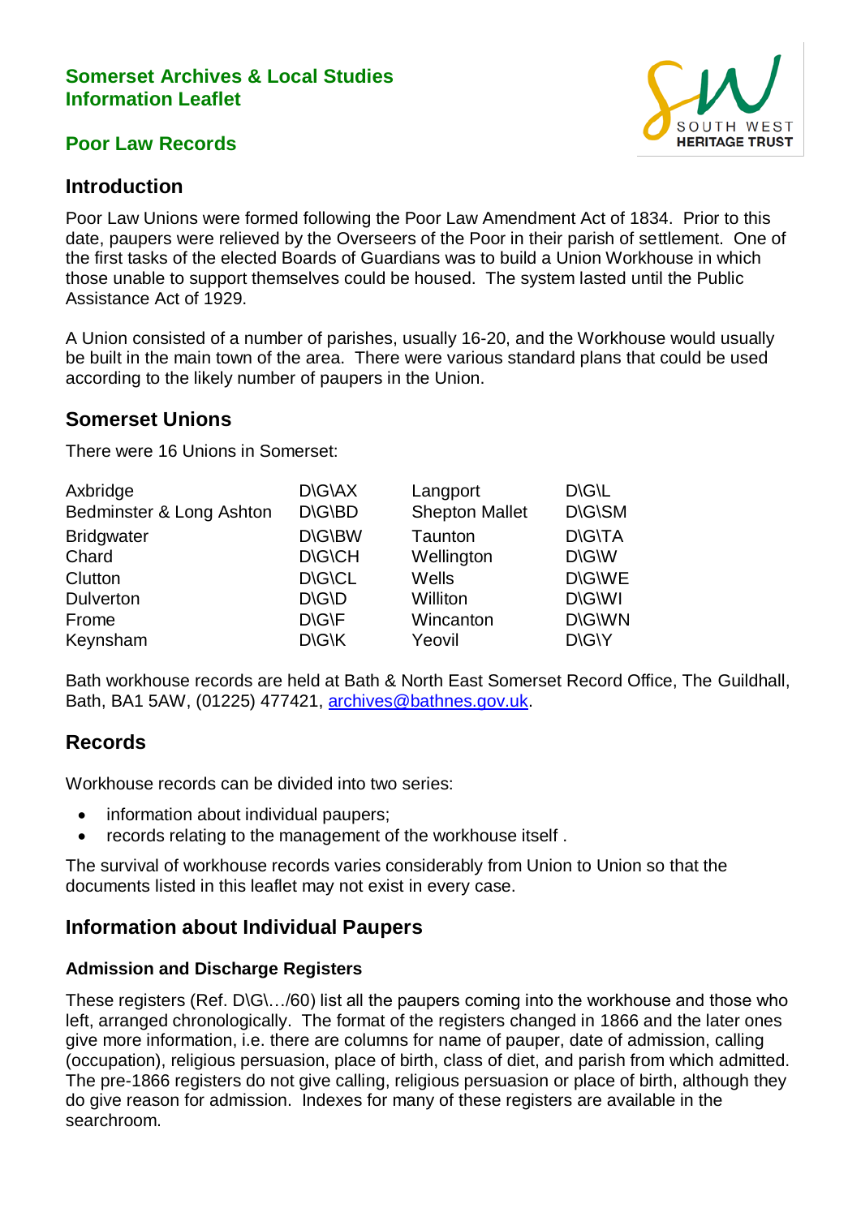**Somerset Archives & Local Studies**
**Information Leaflet**

# Poor Law Records

## Introduction

Poor Law Unions were formed following the Poor Law Amendment Act of 1834. Prior to this date, paupers were relieved by the Overseers of the Poor in their parish of settlement. One of the first tasks of the elected Boards of Guardians was to build a Union Workhouse in which those unable to support themselves could be housed. The system lasted until the Public Assistance Act of 1929.

A Union consisted of a number of parishes, usually 16-20, and the Workhouse would usually be built in the main town of the area. There were various standard plans that could be used according to the likely number of paupers in the Union.

## Somerset Unions

There were 16 Unions in Somerset:

| | | | |
|---|---|---|---|
| Axbridge | D\G\AX | Langport | D\G\L |
| Bedminster & Long Ashton | D\G\BD | Shepton Mallet | D\G\SM |
| Bridgwater | D\G\BW | Taunton | D\G\TA |
| Chard | D\G\CH | Wellington | D\G\W |
| Clutton | D\G\CL | Wells | D\G\WE |
| Dulverton | D\G\D | Williton | D\G\WI |
| Frome | D\G\F | Wincanton | D\G\WN |
| Keynsham | D\G\K | Yeovil | D\G\Y |

Bath workhouse records are held at Bath & North East Somerset Record Office, The Guildhall, Bath, BA1 5AW, (01225) 477421, archives@bathnes.gov.uk.

## Records

Workhouse records can be divided into two series:

- information about individual paupers;
- records relating to the management of the workhouse itself .

The survival of workhouse records varies considerably from Union to Union so that the documents listed in this leaflet may not exist in every case.

## Information about Individual Paupers

### Admission and Discharge Registers

These registers (Ref. D\G\…/60) list all the paupers coming into the workhouse and those who left, arranged chronologically. The format of the registers changed in 1866 and the later ones give more information, i.e. there are columns for name of pauper, date of admission, calling (occupation), religious persuasion, place of birth, class of diet, and parish from which admitted. The pre-1866 registers do not give calling, religious persuasion or place of birth, although they do give reason for admission. Indexes for many of these registers are available in the searchroom.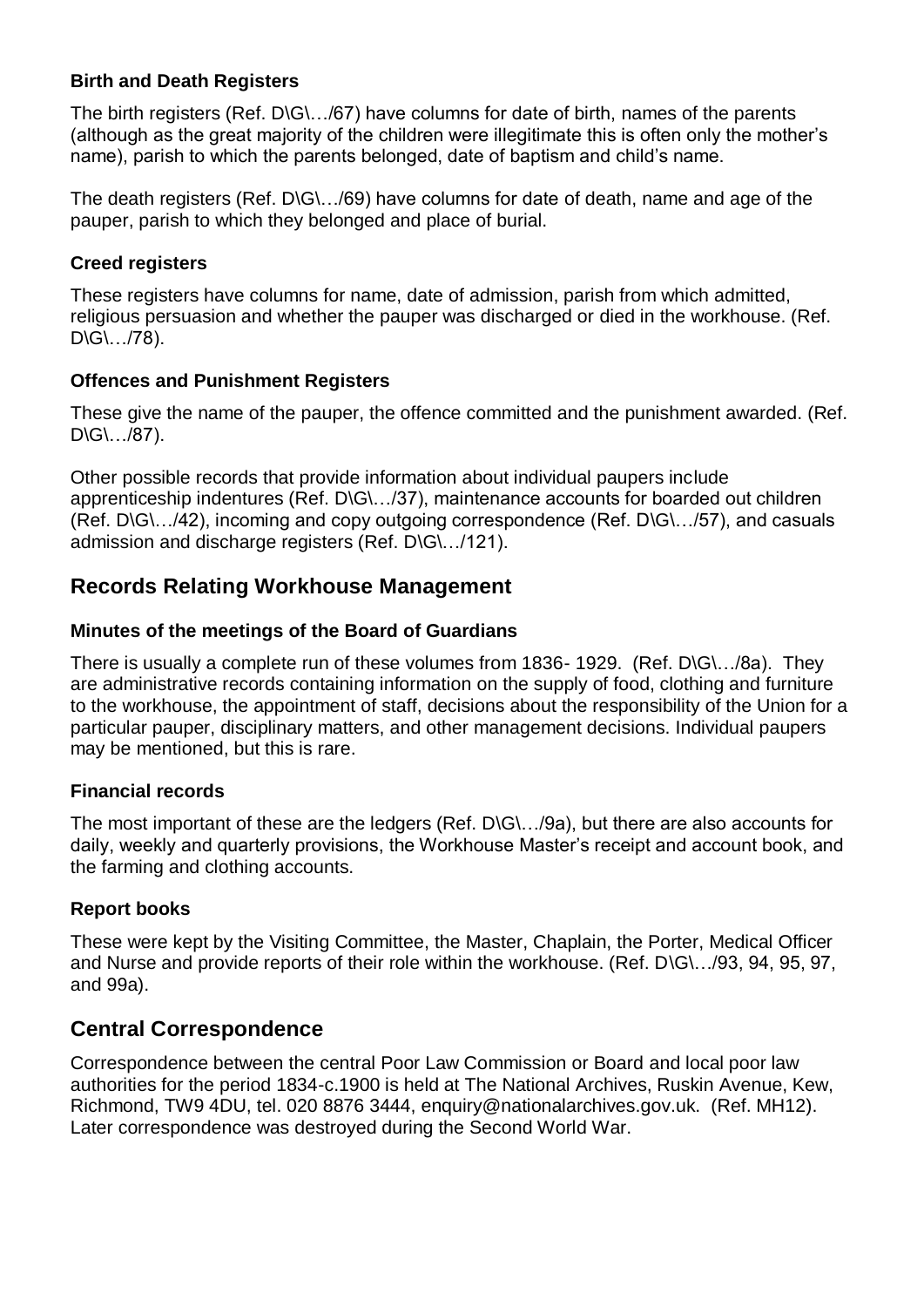### Birth and Death Registers

The birth registers (Ref. D\G\…/67) have columns for date of birth, names of the parents (although as the great majority of the children were illegitimate this is often only the mother's name), parish to which the parents belonged, date of baptism and child's name.

The death registers (Ref. D\G\…/69) have columns for date of death, name and age of the pauper, parish to which they belonged and place of burial.

### Creed registers

These registers have columns for name, date of admission, parish from which admitted, religious persuasion and whether the pauper was discharged or died in the workhouse. (Ref. D\G\…/78).

### Offences and Punishment Registers

These give the name of the pauper, the offence committed and the punishment awarded. (Ref. D\G\…/87).

Other possible records that provide information about individual paupers include apprenticeship indentures (Ref. D\G\…/37), maintenance accounts for boarded out children (Ref. D\G\…/42), incoming and copy outgoing correspondence (Ref. D\G\…/57), and casuals admission and discharge registers (Ref. D\G\…/121).

## Records Relating Workhouse Management

### Minutes of the meetings of the Board of Guardians

There is usually a complete run of these volumes from 1836- 1929. (Ref. D\G\…/8a). They are administrative records containing information on the supply of food, clothing and furniture to the workhouse, the appointment of staff, decisions about the responsibility of the Union for a particular pauper, disciplinary matters, and other management decisions. Individual paupers may be mentioned, but this is rare.

### Financial records

The most important of these are the ledgers (Ref. D\G\…/9a), but there are also accounts for daily, weekly and quarterly provisions, the Workhouse Master's receipt and account book, and the farming and clothing accounts.

### Report books

These were kept by the Visiting Committee, the Master, Chaplain, the Porter, Medical Officer and Nurse and provide reports of their role within the workhouse. (Ref. D\G\…/93, 94, 95, 97, and 99a).

## Central Correspondence

Correspondence between the central Poor Law Commission or Board and local poor law authorities for the period 1834-c.1900 is held at The National Archives, Ruskin Avenue, Kew, Richmond, TW9 4DU, tel. 020 8876 3444, enquiry@nationalarchives.gov.uk. (Ref. MH12). Later correspondence was destroyed during the Second World War.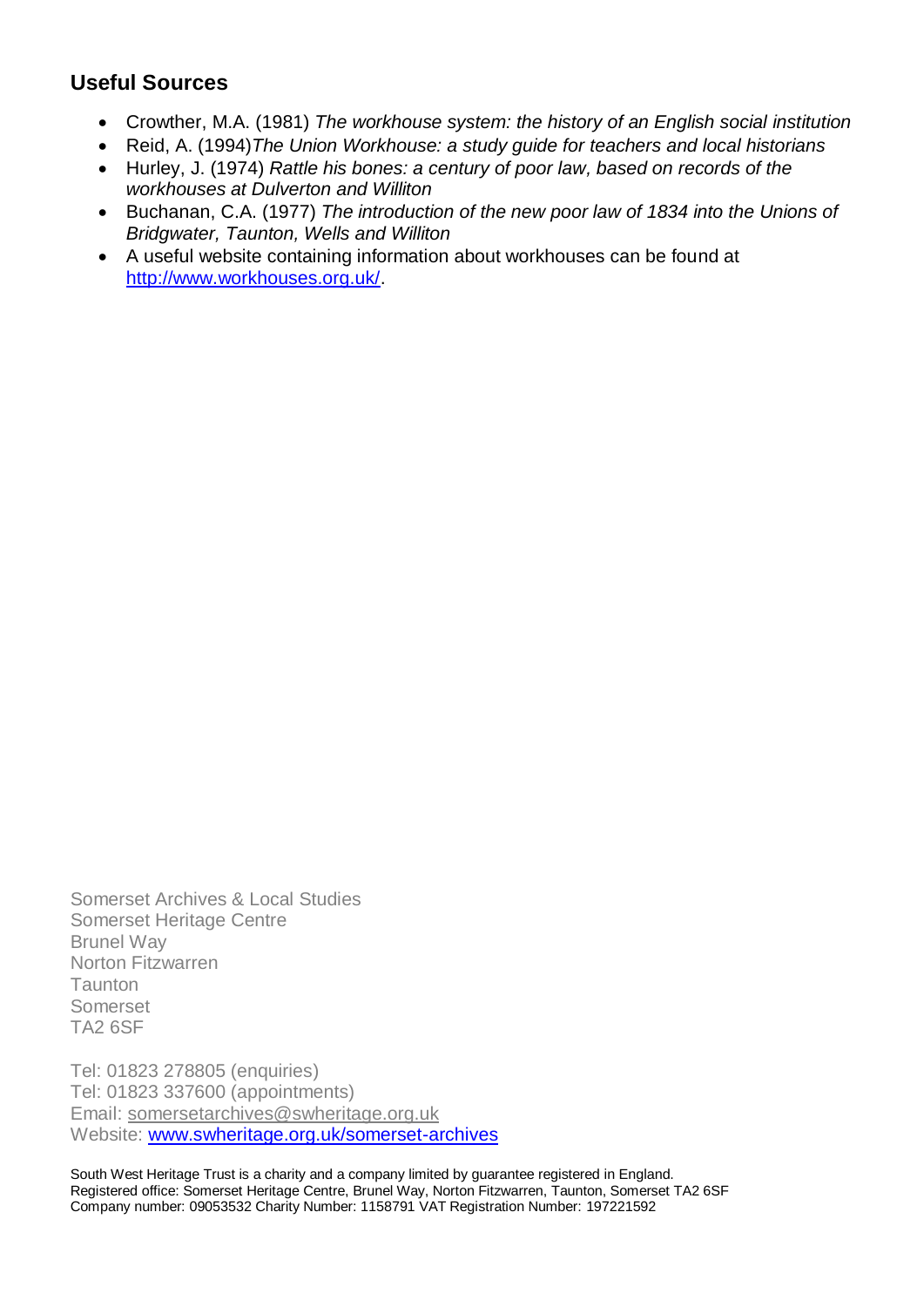## Useful Sources

- Crowther, M.A. (1981) *The workhouse system: the history of an English social institution*
- Reid, A. (1994)*The Union Workhouse: a study guide for teachers and local historians*
- Hurley, J. (1974) *Rattle his bones: a century of poor law, based on records of the workhouses at Dulverton and Williton*
- Buchanan, C.A. (1977) *The introduction of the new poor law of 1834 into the Unions of Bridgwater, Taunton, Wells and Williton*
- A useful website containing information about workhouses can be found at [http://www.workhouses.org.uk/](http://www.workhouses.org.uk/).

Somerset Archives & Local Studies
Somerset Heritage Centre
Brunel Way
Norton Fitzwarren
Taunton
Somerset
TA2 6SF

Tel: 01823 278805 (enquiries)
Tel: 01823 337600 (appointments)
Email: somersetarchives@swheritage.org.uk
Website: [www.swheritage.org.uk/somerset-archives](http://www.swheritage.org.uk/somerset-archives)

South West Heritage Trust is a charity and a company limited by guarantee registered in England.
Registered office: Somerset Heritage Centre, Brunel Way, Norton Fitzwarren, Taunton, Somerset TA2 6SF
Company number: 09053532 Charity Number: 1158791 VAT Registration Number: 197221592